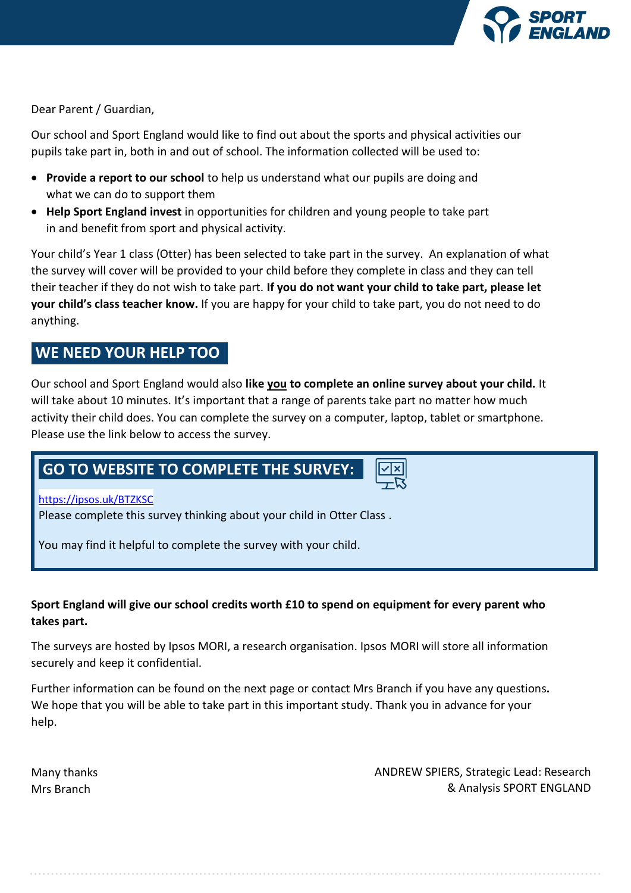Dear Parent / Guardian,

Our school and Sport England would like to find out about the sports and physical activities our pupils take part in, both in and out of school. The information collected will be used to:

- **Provide a report to our school** to help us understand what our pupils are doing and what we can do to support them
- **Help Sport England invest** in opportunities for children and young people to take part in and benefit from sport and physical activity.

Your child's Year 1 class (Otter) has been selected to take part in the survey. An explanation of what the survey will cover will be provided to your child before they complete in class and they can tell their teacher if they do not wish to take part. **If you do not want your child to take part, please let your child's class teacher know.** If you are happy for your child to take part, you do not need to do anything.

## WE NEED YOUR HELP TOO

Our school and Sport England would also **like <u>you</u> to complete an online survey about your child.** It will take about 10 minutes. It's important that a range of parents take part no matter how much activity their child does. You can complete the survey on a computer, laptop, tablet or smartphone. Please use the link below to access the survey.

### GO TO WEBSITE TO COMPLETE THE SURVEY:

https://ipsos.uk/BTZKSC

Please complete this survey thinking about your child in Otter Class .

You may find it helpful to complete the survey with your child.

**Sport England will give our school credits worth £10 to spend on equipment for every parent who takes part.**

The surveys are hosted by Ipsos MORI, a research organisation. Ipsos MORI will store all information securely and keep it confidential.

Further information can be found on the next page or contact Mrs Branch if you have any questions**.** We hope that you will be able to take part in this important study. Thank you in advance for your help.

Many thanks
Mrs Branch

ANDREW SPIERS, Strategic Lead: Research & Analysis SPORT ENGLAND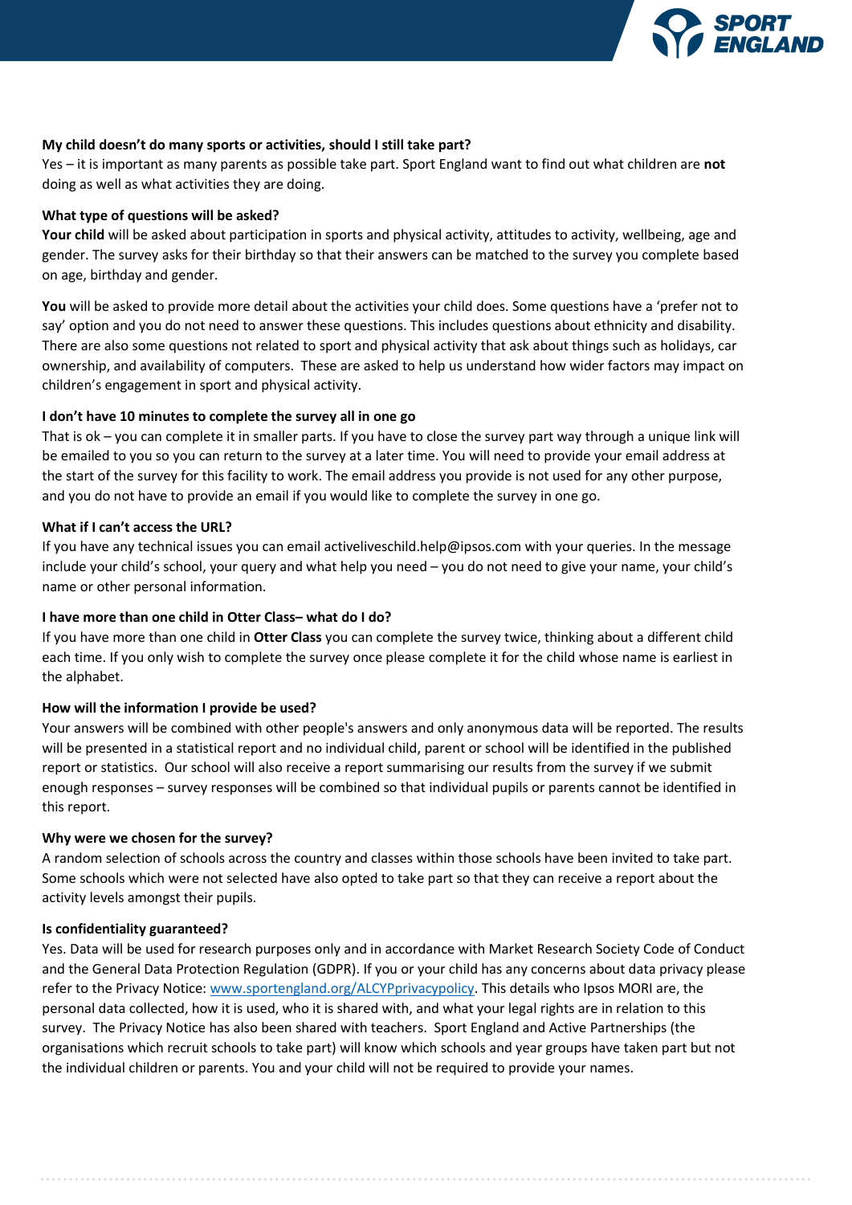**My child doesn't do many sports or activities, should I still take part?**
Yes – it is important as many parents as possible take part. Sport England want to find out what children are **not** doing as well as what activities they are doing.

**What type of questions will be asked?**
**Your child** will be asked about participation in sports and physical activity, attitudes to activity, wellbeing, age and gender. The survey asks for their birthday so that their answers can be matched to the survey you complete based on age, birthday and gender.

**You** will be asked to provide more detail about the activities your child does. Some questions have a 'prefer not to say' option and you do not need to answer these questions. This includes questions about ethnicity and disability. There are also some questions not related to sport and physical activity that ask about things such as holidays, car ownership, and availability of computers. These are asked to help us understand how wider factors may impact on children's engagement in sport and physical activity.

**I don't have 10 minutes to complete the survey all in one go**
That is ok – you can complete it in smaller parts. If you have to close the survey part way through a unique link will be emailed to you so you can return to the survey at a later time. You will need to provide your email address at the start of the survey for this facility to work. The email address you provide is not used for any other purpose, and you do not have to provide an email if you would like to complete the survey in one go.

**What if I can't access the URL?**
If you have any technical issues you can email activeliveschild.help@ipsos.com with your queries. In the message include your child's school, your query and what help you need – you do not need to give your name, your child's name or other personal information.

**I have more than one child in Otter Class– what do I do?**
If you have more than one child in **Otter Class** you can complete the survey twice, thinking about a different child each time. If you only wish to complete the survey once please complete it for the child whose name is earliest in the alphabet.

**How will the information I provide be used?**
Your answers will be combined with other people's answers and only anonymous data will be reported. The results will be presented in a statistical report and no individual child, parent or school will be identified in the published report or statistics. Our school will also receive a report summarising our results from the survey if we submit enough responses – survey responses will be combined so that individual pupils or parents cannot be identified in this report.

**Why were we chosen for the survey?**
A random selection of schools across the country and classes within those schools have been invited to take part. Some schools which were not selected have also opted to take part so that they can receive a report about the activity levels amongst their pupils.

**Is confidentiality guaranteed?**
Yes. Data will be used for research purposes only and in accordance with Market Research Society Code of Conduct and the General Data Protection Regulation (GDPR). If you or your child has any concerns about data privacy please refer to the Privacy Notice: [www.sportengland.org/ALCYPprivacypolicy](http://www.sportengland.org/ALCYPprivacypolicy). This details who Ipsos MORI are, the personal data collected, how it is used, who it is shared with, and what your legal rights are in relation to this survey. The Privacy Notice has also been shared with teachers. Sport England and Active Partnerships (the organisations which recruit schools to take part) will know which schools and year groups have taken part but not the individual children or parents. You and your child will not be required to provide your names.